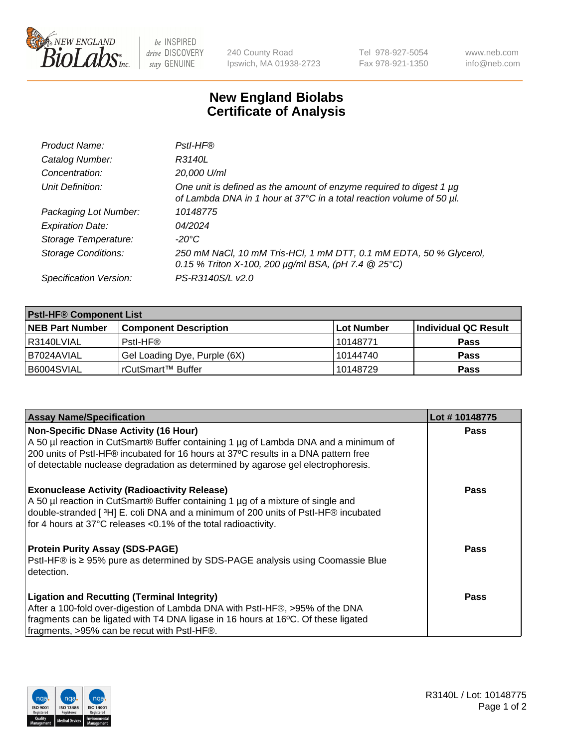# New England Biolabs Certificate of Analysis

| | |
|---|---|
| *Product Name:* | *PstI-HF®* |
| *Catalog Number:* | *R3140L* |
| *Concentration:* | *20,000 U/ml* |
| *Unit Definition:* | *One unit is defined as the amount of enzyme required to digest 1 µg of Lambda DNA in 1 hour at 37°C in a total reaction volume of 50 µl.* |
| *Packaging Lot Number:* | *10148775* |
| *Expiration Date:* | *04/2024* |
| *Storage Temperature:* | *-20°C* |
| *Storage Conditions:* | *250 mM NaCl, 10 mM Tris-HCl, 1 mM DTT, 0.1 mM EDTA, 50 % Glycerol, 0.15 % Triton X-100, 200 µg/ml BSA, (pH 7.4 @ 25°C)* |
| *Specification Version:* | *PS-R3140S/L v2.0* |

| **PstI-HF® Component List** | | | |
|---|---|---|---|
| **NEB Part Number** | **Component Description** | **Lot Number** | **Individual QC Result** |
| R3140LVIAL | PstI-HF® | 10148771 | **Pass** |
| B7024AVIAL | Gel Loading Dye, Purple (6X) | 10144740 | **Pass** |
| B6004SVIAL | rCutSmart™ Buffer | 10148729 | **Pass** |

| **Assay Name/Specification** | **Lot # 10148775** |
|---|---|
| **Non-Specific DNase Activity (16 Hour)** A 50 µl reaction in CutSmart® Buffer containing 1 µg of Lambda DNA and a minimum of 200 units of PstI-HF® incubated for 16 hours at 37ºC results in a DNA pattern free of detectable nuclease degradation as determined by agarose gel electrophoresis. | **Pass** |
| **Exonuclease Activity (Radioactivity Release)** A 50 µl reaction in CutSmart® Buffer containing 1 µg of a mixture of single and double-stranded [ $^3$H] E. coli DNA and a minimum of 200 units of PstI-HF® incubated for 4 hours at 37°C releases <0.1% of the total radioactivity. | **Pass** |
| **Protein Purity Assay (SDS-PAGE)** PstI-HF® is ≥ 95% pure as determined by SDS-PAGE analysis using Coomassie Blue detection. | **Pass** |
| **Ligation and Recutting (Terminal Integrity)** After a 100-fold over-digestion of Lambda DNA with PstI-HF®, >95% of the DNA fragments can be ligated with T4 DNA ligase in 16 hours at 16ºC. Of these ligated fragments, >95% can be recut with PstI-HF®. | **Pass** |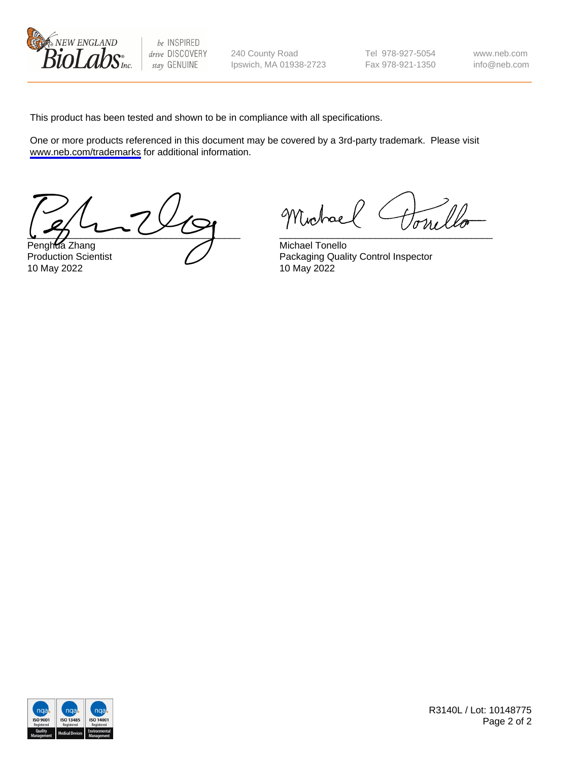This product has been tested and shown to be in compliance with all specifications.

One or more products referenced in this document may be covered by a 3rd-party trademark. Please visit www.neb.com/trademarks for additional information.

Penghua Zhang
Production Scientist
10 May 2022

Michael Tonello
Packaging Quality Control Inspector
10 May 2022

R3140L / Lot: 10148775